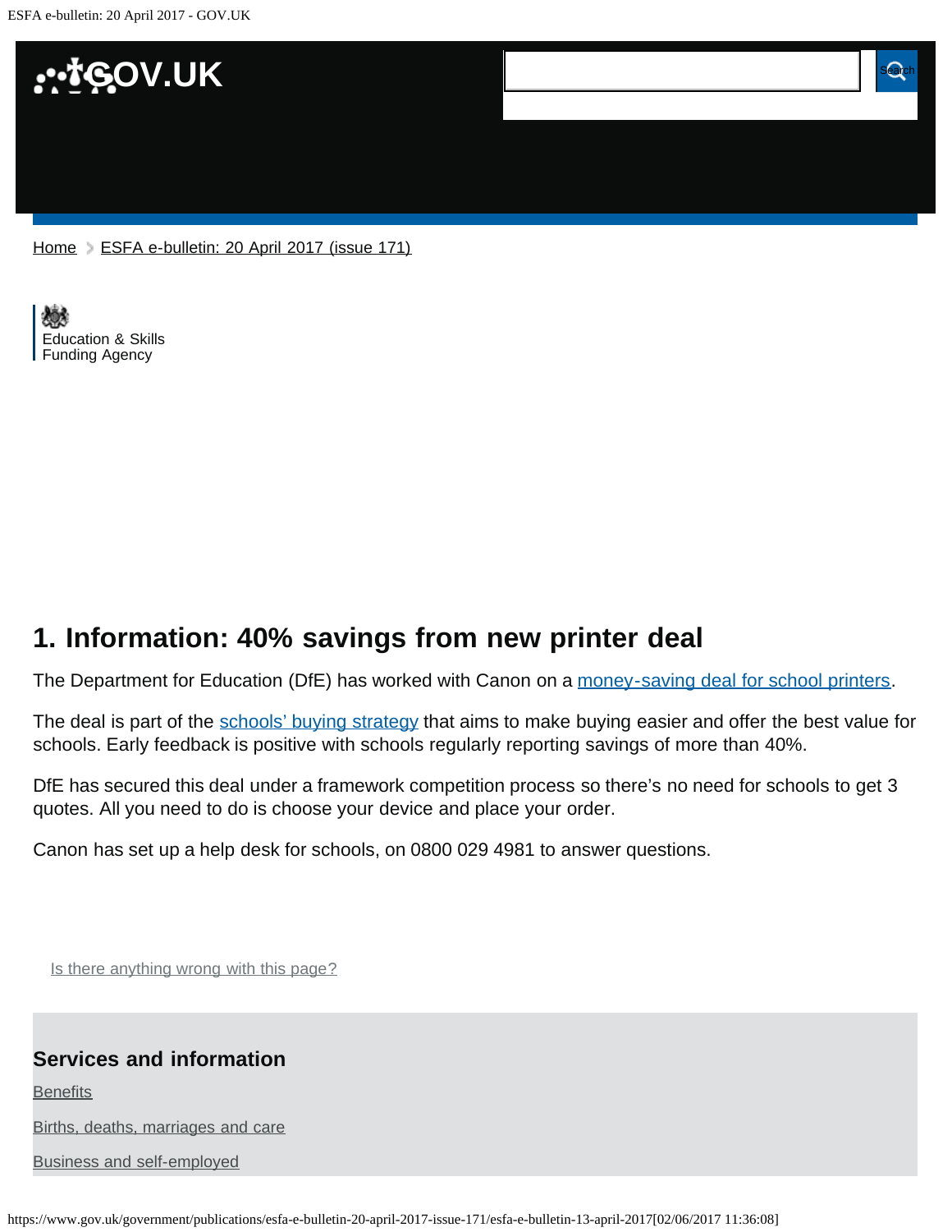Home > ESFA e-bulletin: 20 April 2017 (issue 171)

Education & Skills Funding Agency

## 1. Information: 40% savings from new printer deal

The Department for Education (DfE) has worked with Canon on a money-saving deal for school printers.

The deal is part of the schools' buying strategy that aims to make buying easier and offer the best value for schools. Early feedback is positive with schools regularly reporting savings of more than 40%.

DfE has secured this deal under a framework competition process so there's no need for schools to get 3 quotes. All you need to do is choose your device and place your order.

Canon has set up a help desk for schools, on 0800 029 4981 to answer questions.

Is there anything wrong with this page?

### Services and information

Benefits

Births, deaths, marriages and care

Business and self-employed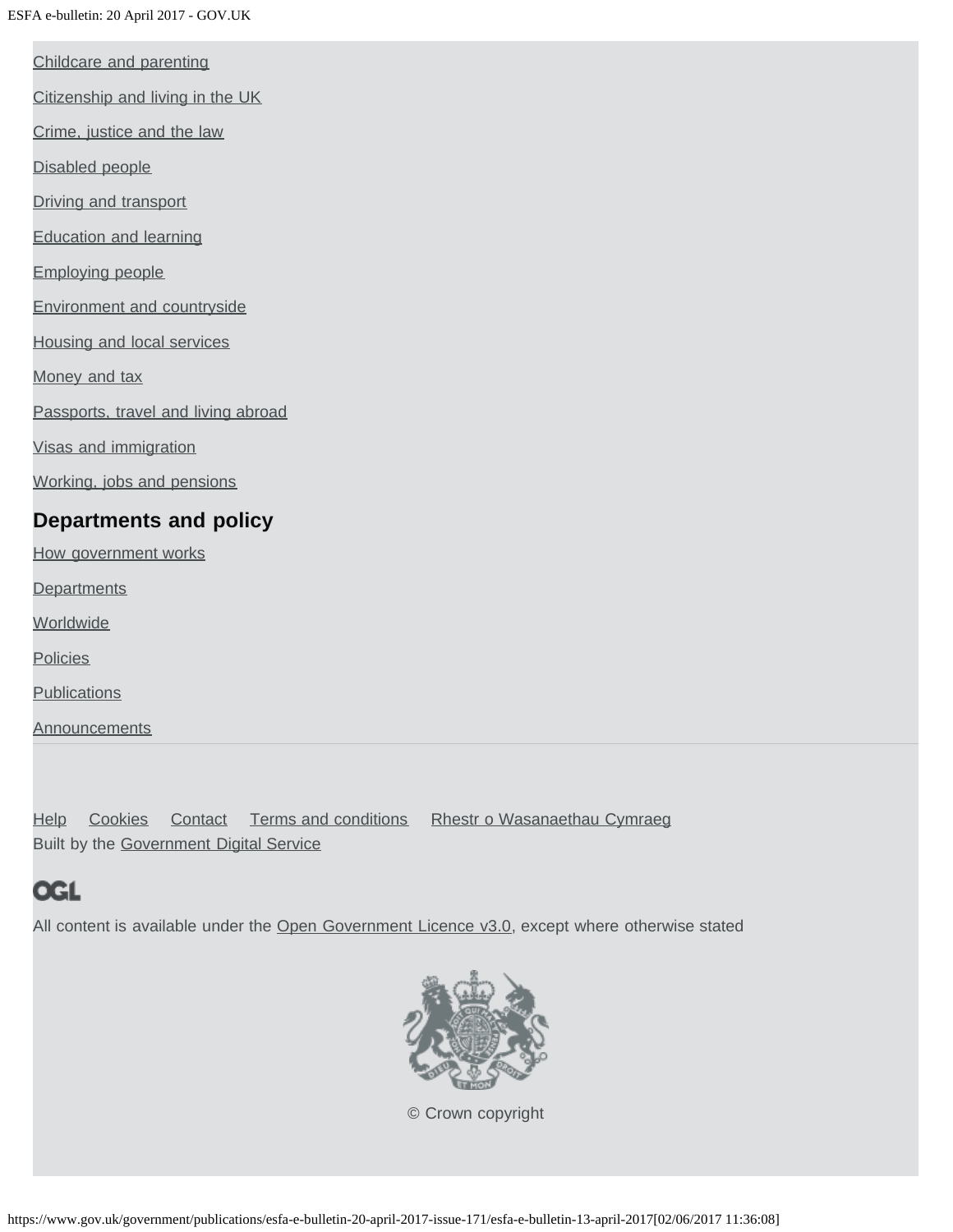Childcare and parenting

Citizenship and living in the UK

Crime, justice and the law

Disabled people

Driving and transport

Education and learning

Employing people

Environment and countryside

Housing and local services

Money and tax

Passports, travel and living abroad

Visas and immigration

Working, jobs and pensions

## Departments and policy

How government works

Departments

Worldwide

Policies

Publications

Announcements

Help Cookies Contact Terms and conditions Rhestr o Wasanaethau Cymraeg

Built by the Government Digital Service

OGL

All content is available under the Open Government Licence v3.0, except where otherwise stated

© Crown copyright